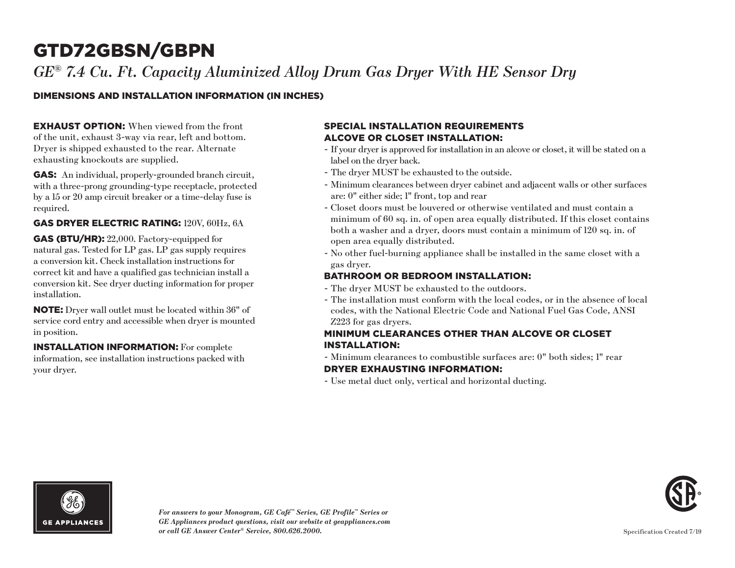# GTD72GBSN/GBPN

*GE® 7.4 Cu. Ft. Capacity Aluminized Alloy Drum Gas Dryer With HE Sensor Dry*

## DIMENSIONS AND INSTALLATION INFORMATION (IN INCHES)

**EXHAUST OPTION:** When viewed from the front of the unit, exhaust 3-way via rear, left and bottom. Dryer is shipped exhausted to the rear. Alternate exhausting knockouts are supplied.

**GAS:** An individual, properly-grounded branch circuit, with a three-prong grounding-type receptacle, protected by a 15 or 20 amp circuit breaker or a time-delay fuse is required.

**GAS DRYER ELECTRIC RATING:** 120V, 60Hz, 6A

**GAS (BTU/HR):** 22,000. Factory-equipped for natural gas. Tested for LP gas. LP gas supply requires a conversion kit. Check installation instructions for correct kit and have a qualified gas technician install a conversion kit. See dryer ducting information for proper installation.

**NOTE:** Dryer wall outlet must be located within 36" of service cord entry and accessible when dryer is mounted in position.

**INSTALLATION INFORMATION:** For complete information, see installation instructions packed with your dryer.

### SPECIAL INSTALLATION REQUIREMENTS

### ALCOVE OR CLOSET INSTALLATION:

- If your dryer is approved for installation in an alcove or closet, it will be stated on a label on the dryer back.
- The dryer MUST be exhausted to the outside.
- Minimum clearances between dryer cabinet and adjacent walls or other surfaces are: 0" either side; 1" front, top and rear
- Closet doors must be louvered or otherwise ventilated and must contain a minimum of 60 sq. in. of open area equally distributed. If this closet contains both a washer and a dryer, doors must contain a minimum of 120 sq. in. of open area equally distributed.
- No other fuel-burning appliance shall be installed in the same closet with a gas dryer.

### BATHROOM OR BEDROOM INSTALLATION:

- The dryer MUST be exhausted to the outdoors.
- The installation must conform with the local codes, or in the absence of local codes, with the National Electric Code and National Fuel Gas Code, ANSI Z223 for gas dryers.

### MINIMUM CLEARANCES OTHER THAN ALCOVE OR CLOSET INSTALLATION:

- Minimum clearances to combustible surfaces are: 0" both sides; 1" rear

### DRYER EXHAUSTING INFORMATION:

- Use metal duct only, vertical and horizontal ducting.

GE APPLIANCES

*For answers to your Monogram, GE Café™ Series, GE Profile™ Series or GE Appliances product questions, visit our website at geappliances.com or call GE Answer Center® Service, 800.626.2000.*

Specification Created 7/19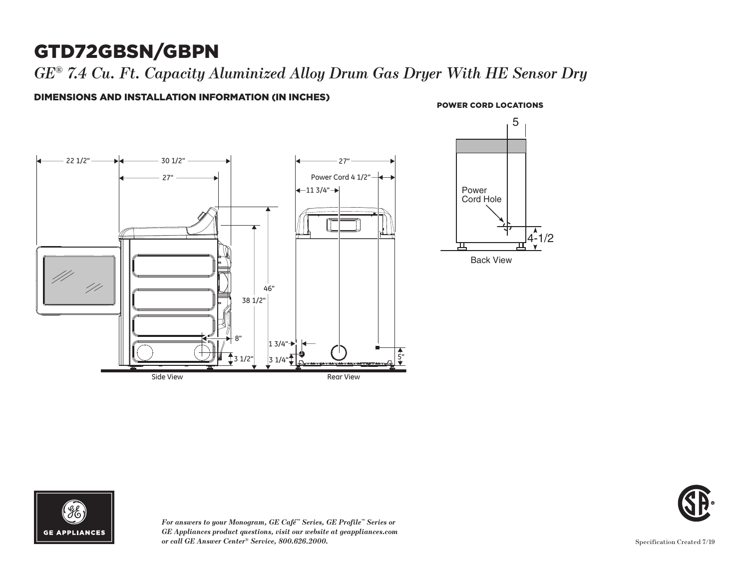# GTD72GBSN/GBPN

*GE® 7.4 Cu. Ft. Capacity Aluminized Alloy Drum Gas Dryer With HE Sensor Dry*

## DIMENSIONS AND INSTALLATION INFORMATION (IN INCHES)

22 1/2"

30 1/2"

27"

46"

38 1/2"

8"

3 1/2"

Side View

27"

Power Cord 4 1/2"

11 3/4"

1 3/4"

3 1/4"

5"

Rear View

### POWER CORD LOCATIONS

5

Power Cord Hole

4-1/2

Back View

***For answers to your Monogram, GE Café™ Series, GE Profile™ Series or GE Appliances product questions, visit our website at geappliances.com or call GE Answer Center® Service, 800.626.2000.***

Specification Created 7/19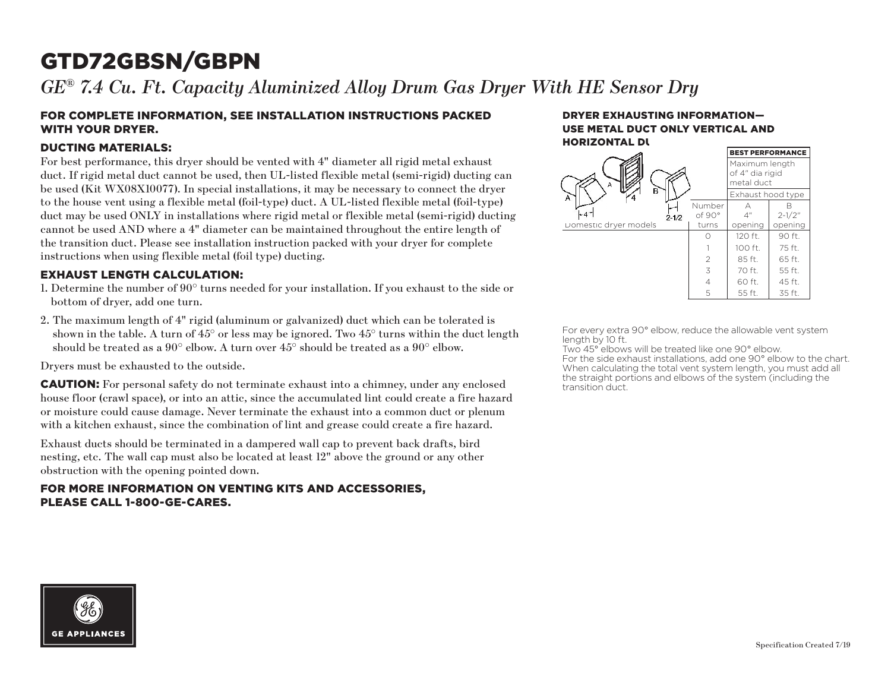# GTD72GBSN/GBPN

*GE® 7.4 Cu. Ft. Capacity Aluminized Alloy Drum Gas Dryer With HE Sensor Dry*

## FOR COMPLETE INFORMATION, SEE INSTALLATION INSTRUCTIONS PACKED WITH YOUR DRYER.

### DUCTING MATERIALS:

For best performance, this dryer should be vented with 4" diameter all rigid metal exhaust duct. If rigid metal duct cannot be used, then UL-listed flexible metal (semi-rigid) ducting can be used (Kit WX08X10077). In special installations, it may be necessary to connect the dryer to the house vent using a flexible metal (foil-type) duct. A UL-listed flexible metal (foil-type) duct may be used ONLY in installations where rigid metal or flexible metal (semi-rigid) ducting cannot be used AND where a 4" diameter can be maintained throughout the entire length of the transition duct. Please see installation instruction packed with your dryer for complete instructions when using flexible metal (foil type) ducting.

### EXHAUST LENGTH CALCULATION:

1. Determine the number of 90° turns needed for your installation. If you exhaust to the side or bottom of dryer, add one turn.
2. The maximum length of 4" rigid (aluminum or galvanized) duct which can be tolerated is shown in the table. A turn of 45° or less may be ignored. Two 45° turns within the duct length should be treated as a 90° elbow. A turn over 45° should be treated as a 90° elbow.

Dryers must be exhausted to the outside.

**CAUTION:** For personal safety do not terminate exhaust into a chimney, under any enclosed house floor (crawl space), or into an attic, since the accumulated lint could create a fire hazard or moisture could cause damage. Never terminate the exhaust into a common duct or plenum with a kitchen exhaust, since the combination of lint and grease could create a fire hazard.

Exhaust ducts should be terminated in a dampered wall cap to prevent back drafts, bird nesting, etc. The wall cap must also be located at least 12" above the ground or any other obstruction with the opening pointed down.

## FOR MORE INFORMATION ON VENTING KITS AND ACCESSORIES, PLEASE CALL 1-800-GE-CARES.

## DRYER EXHAUSTING INFORMATION— USE METAL DUCT ONLY VERTICAL AND HORIZONTAL DU

Domestic dryer models

| | BEST PERFORMANCE | |
|---|---|---|
| | Maximum length of 4" dia rigid metal duct | |
| | Exhaust hood type | |
| Number of 90° turns | A 4" opening | B 2-1/2" opening |
| 0 | 120 ft. | 90 ft. |
| 1 | 100 ft. | 75 ft. |
| 2 | 85 ft. | 65 ft. |
| 3 | 70 ft. | 55 ft. |
| 4 | 60 ft. | 45 ft. |
| 5 | 55 ft. | 35 ft. |

For every extra 90° elbow, reduce the allowable vent system length by 10 ft.
Two 45° elbows will be treated like one 90° elbow.
For the side exhaust installations, add one 90° elbow to the chart.
When calculating the total vent system length, you must add all the straight portions and elbows of the system (including the transition duct.

Specification Created 7/19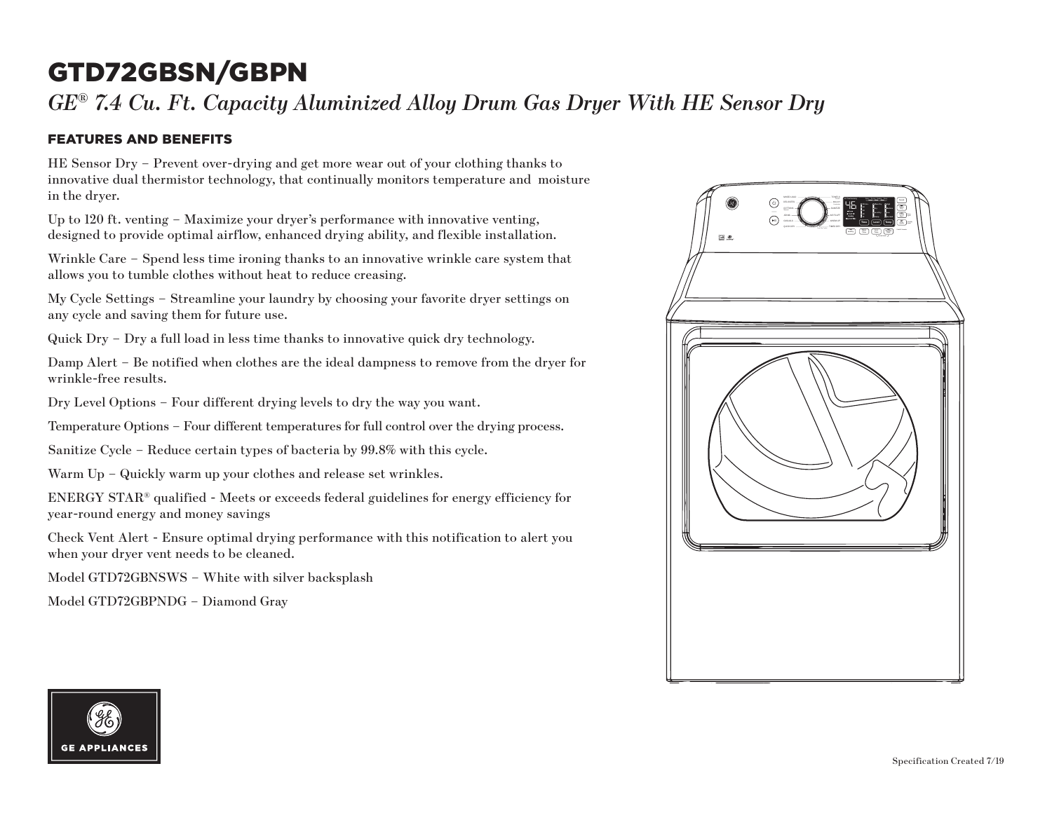# GTD72GBSN/GBPN

## *GE® 7.4 Cu. Ft. Capacity Aluminized Alloy Drum Gas Dryer With HE Sensor Dry*

### FEATURES AND BENEFITS

HE Sensor Dry – Prevent over-drying and get more wear out of your clothing thanks to innovative dual thermistor technology, that continually monitors temperature and moisture in the dryer.

Up to 120 ft. venting – Maximize your dryer's performance with innovative venting, designed to provide optimal airflow, enhanced drying ability, and flexible installation.

Wrinkle Care – Spend less time ironing thanks to an innovative wrinkle care system that allows you to tumble clothes without heat to reduce creasing.

My Cycle Settings – Streamline your laundry by choosing your favorite dryer settings on any cycle and saving them for future use.

Quick Dry – Dry a full load in less time thanks to innovative quick dry technology.

Damp Alert – Be notified when clothes are the ideal dampness to remove from the dryer for wrinkle-free results.

Dry Level Options – Four different drying levels to dry the way you want.

Temperature Options – Four different temperatures for full control over the drying process.

Sanitize Cycle – Reduce certain types of bacteria by 99.8% with this cycle.

Warm Up – Quickly warm up your clothes and release set wrinkles.

ENERGY STAR® qualified - Meets or exceeds federal guidelines for energy efficiency for year-round energy and money savings

Check Vent Alert - Ensure optimal drying performance with this notification to alert you when your dryer vent needs to be cleaned.

Model GTD72GBNSWS – White with silver backsplash

Model GTD72GBPNDG – Diamond Gray

GE APPLIANCES

Specification Created 7/19